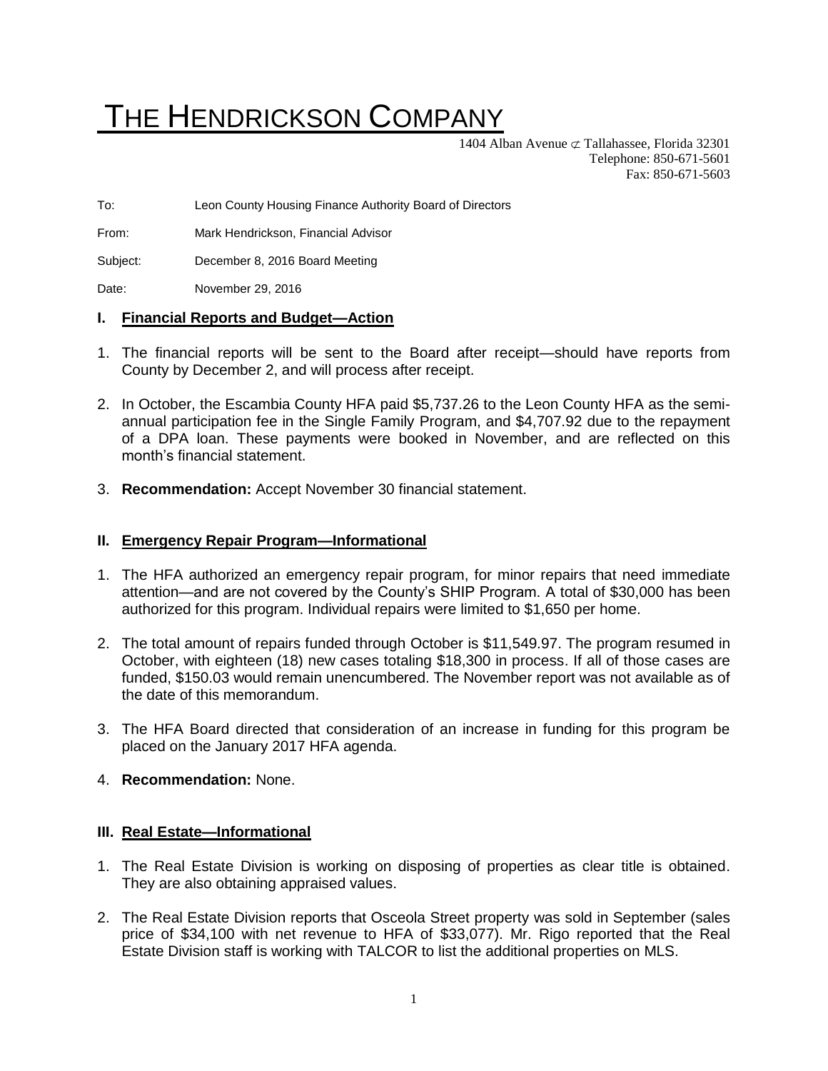# THE HENDRICKSON COMPANY

1404 Alban Avenue ⊄ Tallahassee, Florida 32301
Telephone: 850-671-5601
Fax: 850-671-5603

To: Leon County Housing Finance Authority Board of Directors

From: Mark Hendrickson, Financial Advisor

Subject: December 8, 2016 Board Meeting

Date: November 29, 2016

## I. Financial Reports and Budget—Action

1. The financial reports will be sent to the Board after receipt—should have reports from County by December 2, and will process after receipt.
2. In October, the Escambia County HFA paid $5,737.26 to the Leon County HFA as the semi-annual participation fee in the Single Family Program, and $4,707.92 due to the repayment of a DPA loan. These payments were booked in November, and are reflected on this month's financial statement.
3. **Recommendation:** Accept November 30 financial statement.

## II. Emergency Repair Program—Informational

1. The HFA authorized an emergency repair program, for minor repairs that need immediate attention—and are not covered by the County's SHIP Program. A total of $30,000 has been authorized for this program. Individual repairs were limited to $1,650 per home.
2. The total amount of repairs funded through October is $11,549.97. The program resumed in October, with eighteen (18) new cases totaling $18,300 in process. If all of those cases are funded, $150.03 would remain unencumbered. The November report was not available as of the date of this memorandum.
3. The HFA Board directed that consideration of an increase in funding for this program be placed on the January 2017 HFA agenda.
4. **Recommendation:** None.

## III. Real Estate—Informational

1. The Real Estate Division is working on disposing of properties as clear title is obtained. They are also obtaining appraised values.
2. The Real Estate Division reports that Osceola Street property was sold in September (sales price of $34,100 with net revenue to HFA of $33,077). Mr. Rigo reported that the Real Estate Division staff is working with TALCOR to list the additional properties on MLS.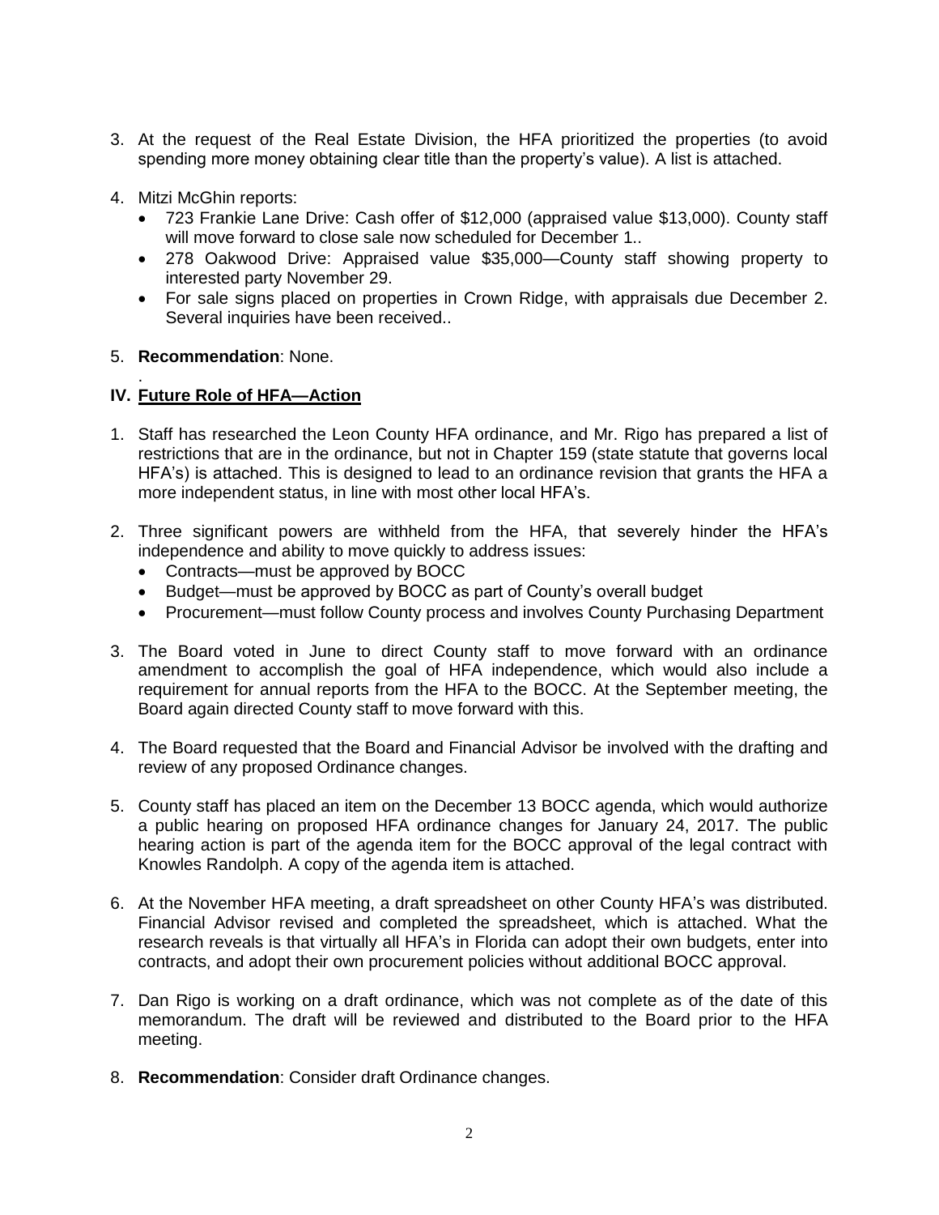3. At the request of the Real Estate Division, the HFA prioritized the properties (to avoid spending more money obtaining clear title than the property's value). A list is attached.

4. Mitzi McGhin reports:
   - 723 Frankie Lane Drive: Cash offer of $12,000 (appraised value $13,000). County staff will move forward to close sale now scheduled for December 1..
   - 278 Oakwood Drive: Appraised value $35,000—County staff showing property to interested party November 29.
   - For sale signs placed on properties in Crown Ridge, with appraisals due December 2. Several inquiries have been received..

5. **Recommendation**: None.

.

## IV. Future Role of HFA—Action

1. Staff has researched the Leon County HFA ordinance, and Mr. Rigo has prepared a list of restrictions that are in the ordinance, but not in Chapter 159 (state statute that governs local HFA's) is attached. This is designed to lead to an ordinance revision that grants the HFA a more independent status, in line with most other local HFA's.

2. Three significant powers are withheld from the HFA, that severely hinder the HFA's independence and ability to move quickly to address issues:
   - Contracts—must be approved by BOCC
   - Budget—must be approved by BOCC as part of County's overall budget
   - Procurement—must follow County process and involves County Purchasing Department

3. The Board voted in June to direct County staff to move forward with an ordinance amendment to accomplish the goal of HFA independence, which would also include a requirement for annual reports from the HFA to the BOCC. At the September meeting, the Board again directed County staff to move forward with this.

4. The Board requested that the Board and Financial Advisor be involved with the drafting and review of any proposed Ordinance changes.

5. County staff has placed an item on the December 13 BOCC agenda, which would authorize a public hearing on proposed HFA ordinance changes for January 24, 2017. The public hearing action is part of the agenda item for the BOCC approval of the legal contract with Knowles Randolph. A copy of the agenda item is attached.

6. At the November HFA meeting, a draft spreadsheet on other County HFA's was distributed. Financial Advisor revised and completed the spreadsheet, which is attached. What the research reveals is that virtually all HFA's in Florida can adopt their own budgets, enter into contracts, and adopt their own procurement policies without additional BOCC approval.

7. Dan Rigo is working on a draft ordinance, which was not complete as of the date of this memorandum. The draft will be reviewed and distributed to the Board prior to the HFA meeting.

8. **Recommendation**: Consider draft Ordinance changes.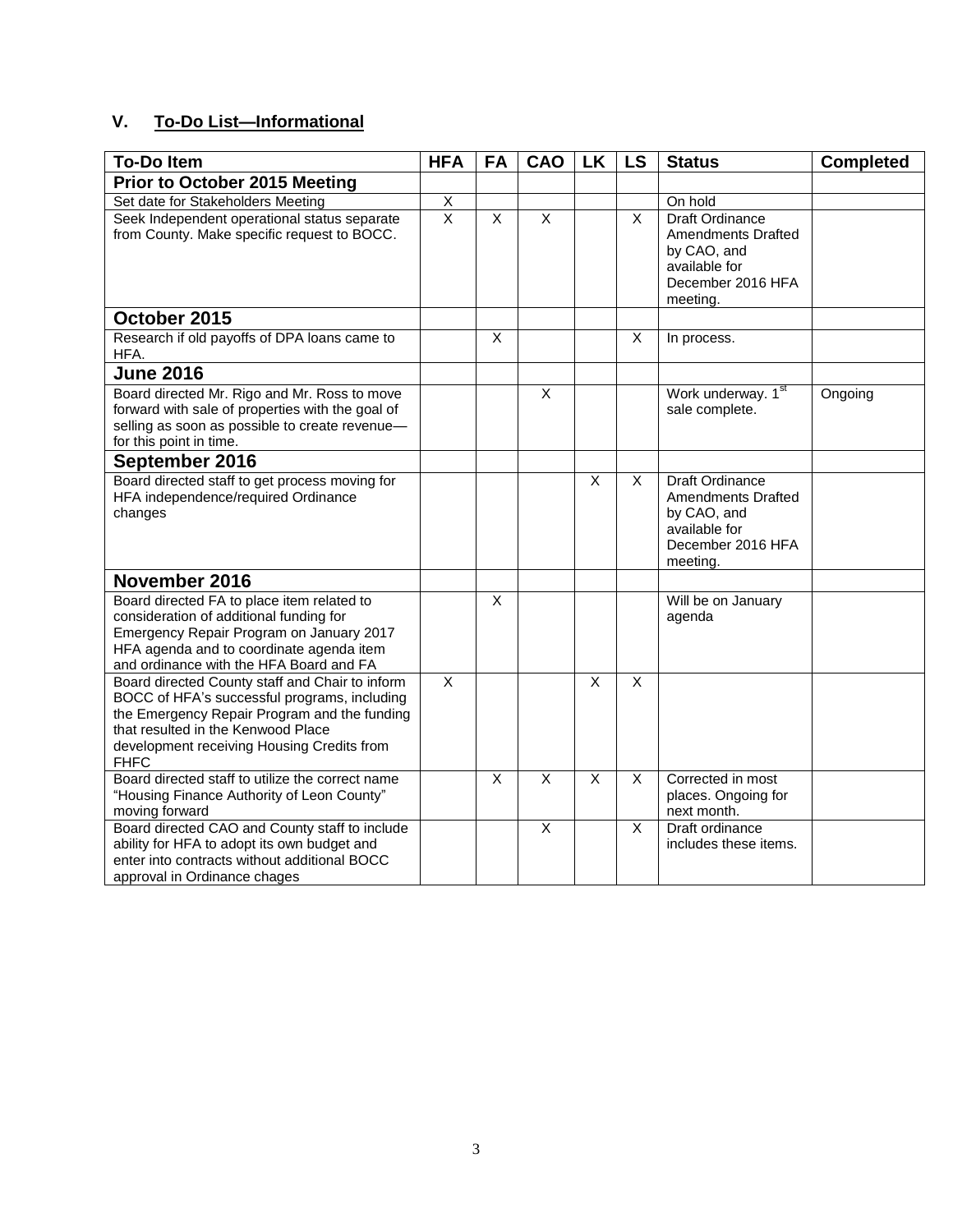## V. To-Do List—Informational

| To-Do Item | HFA | FA | CAO | LK | LS | Status | Completed |
|---|---|---|---|---|---|---|---|
| **Prior to October 2015 Meeting** | | | | | | | |
| Set date for Stakeholders Meeting | X | | | | | On hold | |
| Seek Independent operational status separate from County. Make specific request to BOCC. | X | X | X | | X | Draft Ordinance Amendments Drafted by CAO, and available for December 2016 HFA meeting. | |
| **October 2015** | | | | | | | |
| Research if old payoffs of DPA loans came to HFA. | | X | | | X | In process. | |
| **June 2016** | | | | | | | |
| Board directed Mr. Rigo and Mr. Ross to move forward with sale of properties with the goal of selling as soon as possible to create revenue—for this point in time. | | | X | | | Work underway. 1st sale complete. | Ongoing |
| **September 2016** | | | | | | | |
| Board directed staff to get process moving for HFA independence/required Ordinance changes | | | | X | X | Draft Ordinance Amendments Drafted by CAO, and available for December 2016 HFA meeting. | |
| **November 2016** | | | | | | | |
| Board directed FA to place item related to consideration of additional funding for Emergency Repair Program on January 2017 HFA agenda and to coordinate agenda item and ordinance with the HFA Board and FA | | X | | | | Will be on January agenda | |
| Board directed County staff and Chair to inform BOCC of HFA's successful programs, including the Emergency Repair Program and the funding that resulted in the Kenwood Place development receiving Housing Credits from FHFC | X | | | X | X | | |
| Board directed staff to utilize the correct name "Housing Finance Authority of Leon County" moving forward | | X | X | X | X | Corrected in most places. Ongoing for next month. | |
| Board directed CAO and County staff to include ability for HFA to adopt its own budget and enter into contracts without additional BOCC approval in Ordinance chages | | | X | | X | Draft ordinance includes these items. | |